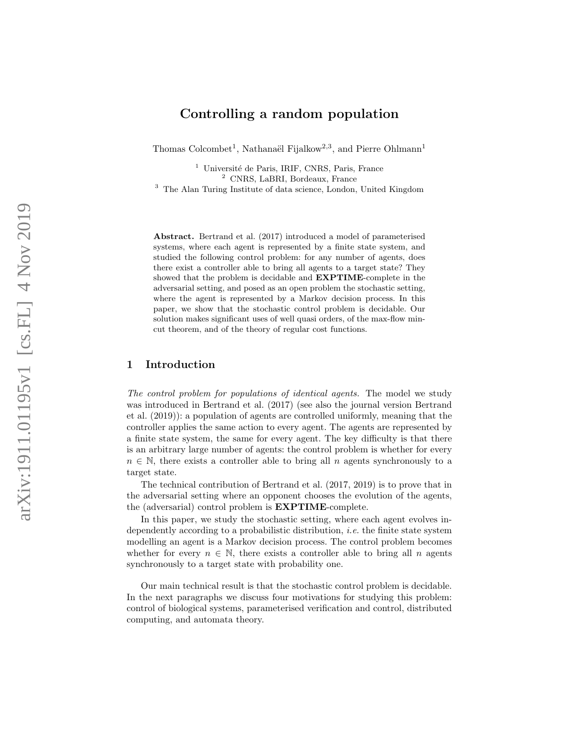# Controlling a random population

Thomas Colcombet[1], Nathanaël Fijalkow[2,3], and Pierre Ohlmann[1]

[1] Université de Paris, IRIF, CNRS, Paris, France
[2] CNRS, LaBRI, Bordeaux, France
[3] The Alan Turing Institute of data science, London, United Kingdom

**Abstract.** Bertrand et al. (2017) introduced a model of parameterised systems, where each agent is represented by a finite state system, and studied the following control problem: for any number of agents, does there exist a controller able to bring all agents to a target state? They showed that the problem is decidable and **EXPTIME**-complete in the adversarial setting, and posed as an open problem the stochastic setting, where the agent is represented by a Markov decision process. In this paper, we show that the stochastic control problem is decidable. Our solution makes significant uses of well quasi orders, of the max-flow min-cut theorem, and of the theory of regular cost functions.

## 1 Introduction

*The control problem for populations of identical agents.* The model we study was introduced in Bertrand et al. (2017) (see also the journal version Bertrand et al. (2019)): a population of agents are controlled uniformly, meaning that the controller applies the same action to every agent. The agents are represented by a finite state system, the same for every agent. The key difficulty is that there is an arbitrary large number of agents: the control problem is whether for every $n \in \mathbb{N}$, there exists a controller able to bring all $n$ agents synchronously to a target state.

The technical contribution of Bertrand et al. (2017, 2019) is to prove that in the adversarial setting where an opponent chooses the evolution of the agents, the (adversarial) control problem is **EXPTIME**-complete.

In this paper, we study the stochastic setting, where each agent evolves independently according to a probabilistic distribution, *i.e.* the finite state system modelling an agent is a Markov decision process. The control problem becomes whether for every $n \in \mathbb{N}$, there exists a controller able to bring all $n$ agents synchronously to a target state with probability one.

Our main technical result is that the stochastic control problem is decidable. In the next paragraphs we discuss four motivations for studying this problem: control of biological systems, parameterised verification and control, distributed computing, and automata theory.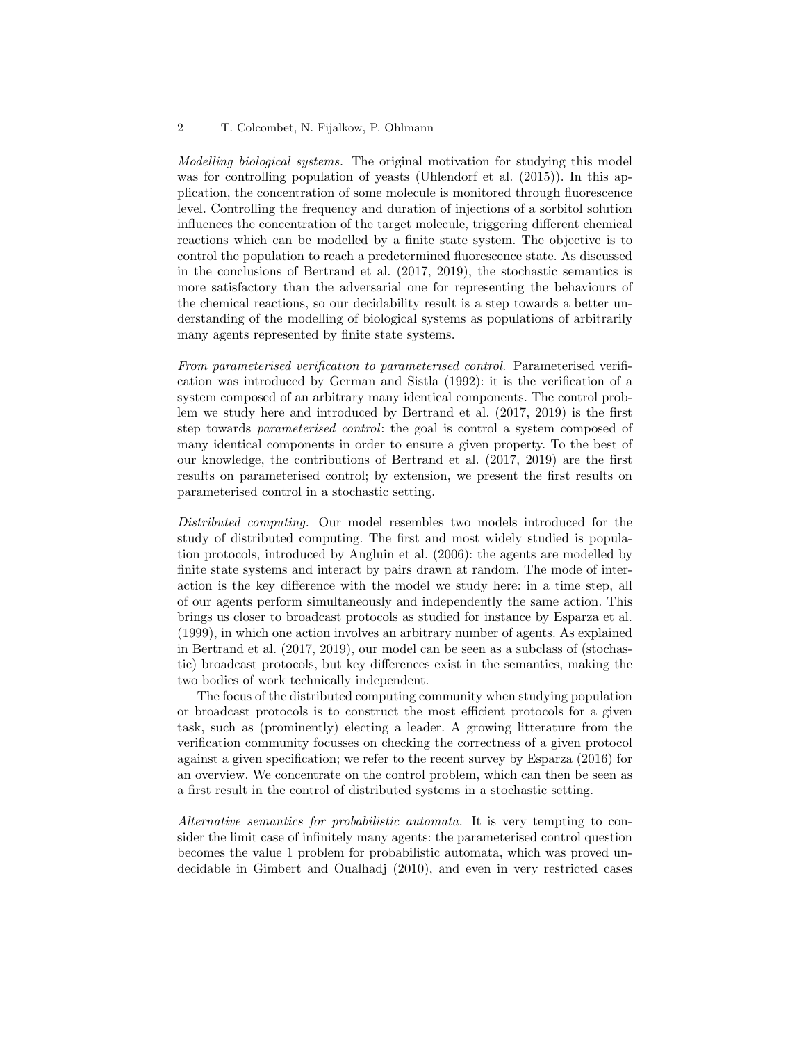*Modelling biological systems.* The original motivation for studying this model was for controlling population of yeasts (Uhlendorf et al. (2015)). In this application, the concentration of some molecule is monitored through fluorescence level. Controlling the frequency and duration of injections of a sorbitol solution influences the concentration of the target molecule, triggering different chemical reactions which can be modelled by a finite state system. The objective is to control the population to reach a predetermined fluorescence state. As discussed in the conclusions of Bertrand et al. (2017, 2019), the stochastic semantics is more satisfactory than the adversarial one for representing the behaviours of the chemical reactions, so our decidability result is a step towards a better understanding of the modelling of biological systems as populations of arbitrarily many agents represented by finite state systems.

*From parameterised verification to parameterised control.* Parameterised verification was introduced by German and Sistla (1992): it is the verification of a system composed of an arbitrary many identical components. The control problem we study here and introduced by Bertrand et al. (2017, 2019) is the first step towards *parameterised control*: the goal is control a system composed of many identical components in order to ensure a given property. To the best of our knowledge, the contributions of Bertrand et al. (2017, 2019) are the first results on parameterised control; by extension, we present the first results on parameterised control in a stochastic setting.

*Distributed computing.* Our model resembles two models introduced for the study of distributed computing. The first and most widely studied is population protocols, introduced by Angluin et al. (2006): the agents are modelled by finite state systems and interact by pairs drawn at random. The mode of interaction is the key difference with the model we study here: in a time step, all of our agents perform simultaneously and independently the same action. This brings us closer to broadcast protocols as studied for instance by Esparza et al. (1999), in which one action involves an arbitrary number of agents. As explained in Bertrand et al. (2017, 2019), our model can be seen as a subclass of (stochastic) broadcast protocols, but key differences exist in the semantics, making the two bodies of work technically independent.

The focus of the distributed computing community when studying population or broadcast protocols is to construct the most efficient protocols for a given task, such as (prominently) electing a leader. A growing litterature from the verification community focusses on checking the correctness of a given protocol against a given specification; we refer to the recent survey by Esparza (2016) for an overview. We concentrate on the control problem, which can then be seen as a first result in the control of distributed systems in a stochastic setting.

*Alternative semantics for probabilistic automata.* It is very tempting to consider the limit case of infinitely many agents: the parameterised control question becomes the value 1 problem for probabilistic automata, which was proved undecidable in Gimbert and Oualhadj (2010), and even in very restricted cases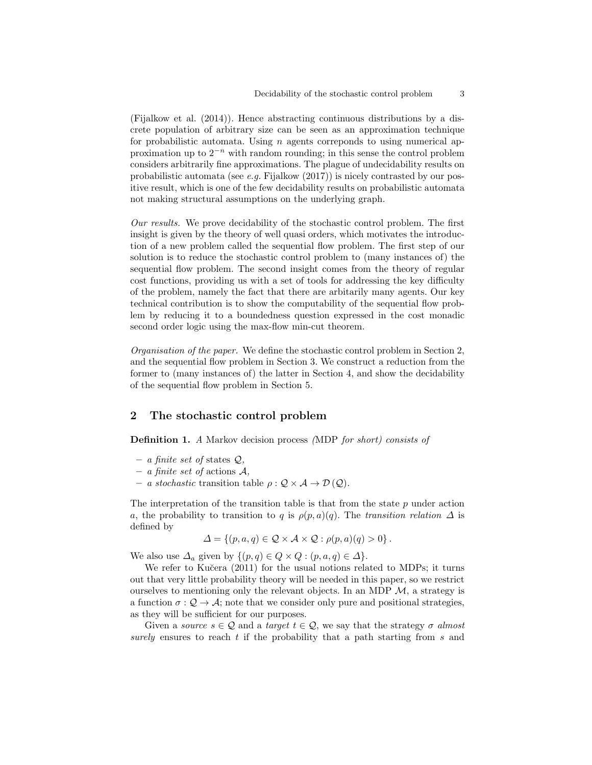(Fijalkow et al. (2014)). Hence abstracting continuous distributions by a discrete population of arbitrary size can be seen as an approximation technique for probabilistic automata. Using $n$ agents correponds to using numerical approximation up to $2^{-n}$ with random rounding; in this sense the control problem considers arbitrarily fine approximations. The plague of undecidability results on probabilistic automata (see *e.g.* Fijalkow (2017)) is nicely contrasted by our positive result, which is one of the few decidability results on probabilistic automata not making structural assumptions on the underlying graph.

*Our results.* We prove decidability of the stochastic control problem. The first insight is given by the theory of well quasi orders, which motivates the introduction of a new problem called the sequential flow problem. The first step of our solution is to reduce the stochastic control problem to (many instances of) the sequential flow problem. The second insight comes from the theory of regular cost functions, providing us with a set of tools for addressing the key difficulty of the problem, namely the fact that there are arbitarily many agents. Our key technical contribution is to show the computability of the sequential flow problem by reducing it to a boundedness question expressed in the cost monadic second order logic using the max-flow min-cut theorem.

*Organisation of the paper.* We define the stochastic control problem in Section 2, and the sequential flow problem in Section 3. We construct a reduction from the former to (many instances of) the latter in Section 4, and show the decidability of the sequential flow problem in Section 5.

## 2 The stochastic control problem

**Definition 1.** *A* Markov decision process *(*MDP *for short) consists of*

- *a finite set of* states $\mathcal{Q}$*,*
- *a finite set of* actions $\mathcal{A}$*,*
- *a stochastic* transition table $\rho : \mathcal{Q} \times \mathcal{A} \to \mathcal{D}(\mathcal{Q})$.

The interpretation of the transition table is that from the state $p$ under action $a$, the probability to transition to $q$ is $\rho(p, a)(q)$. The *transition relation* $\Delta$ is defined by

$$\Delta = \{(p, a, q) \in \mathcal{Q} \times \mathcal{A} \times \mathcal{Q} : \rho(p, a)(q) > 0\}.$$

We also use $\Delta_a$ given by $\{(p, q) \in Q \times Q : (p, a, q) \in \Delta\}$.

We refer to Kučera (2011) for the usual notions related to MDPs; it turns out that very little probability theory will be needed in this paper, so we restrict ourselves to mentioning only the relevant objects. In an MDP $\mathcal{M}$, a strategy is a function $\sigma : \mathcal{Q} \to \mathcal{A}$; note that we consider only pure and positional strategies, as they will be sufficient for our purposes.

Given a *source* $s \in \mathcal{Q}$ and a *target* $t \in \mathcal{Q}$, we say that the strategy $\sigma$ *almost surely* ensures to reach $t$ if the probability that a path starting from $s$ and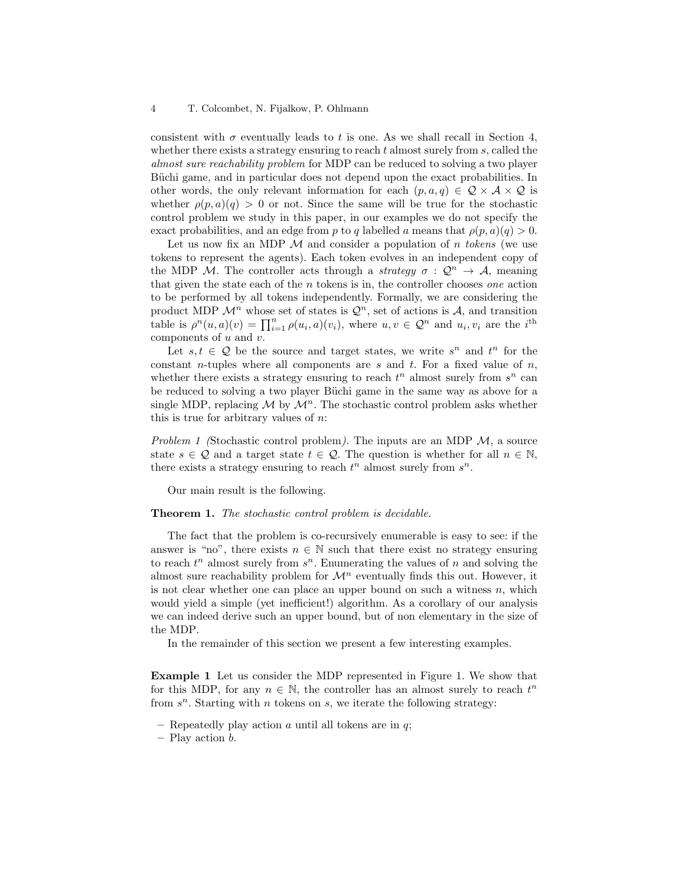consistent with $\sigma$ eventually leads to $t$ is one. As we shall recall in Section 4, whether there exists a strategy ensuring to reach $t$ almost surely from $s$, called the *almost sure reachability problem* for MDP can be reduced to solving a two player Büchi game, and in particular does not depend upon the exact probabilities. In other words, the only relevant information for each $(p, a, q) \in \mathcal{Q} \times \mathcal{A} \times \mathcal{Q}$ is whether $\rho(p, a)(q) > 0$ or not. Since the same will be true for the stochastic control problem we study in this paper, in our examples we do not specify the exact probabilities, and an edge from $p$ to $q$ labelled $a$ means that $\rho(p, a)(q) > 0$.

Let us now fix an MDP $\mathcal{M}$ and consider a population of $n$ *tokens* (we use tokens to represent the agents). Each token evolves in an independent copy of the MDP $\mathcal{M}$. The controller acts through a *strategy* $\sigma : \mathcal{Q}^n \to \mathcal{A}$, meaning that given the state each of the $n$ tokens is in, the controller chooses *one* action to be performed by all tokens independently. Formally, we are considering the product MDP $\mathcal{M}^n$ whose set of states is $\mathcal{Q}^n$, set of actions is $\mathcal{A}$, and transition table is $\rho^n(u, a)(v) = \prod_{i=1}^{n} \rho(u_i, a)(v_i)$, where $u, v \in \mathcal{Q}^n$ and $u_i, v_i$ are the $i^{\text{th}}$ components of $u$ and $v$.

Let $s, t \in \mathcal{Q}$ be the source and target states, we write $s^n$ and $t^n$ for the constant $n$-tuples where all components are $s$ and $t$. For a fixed value of $n$, whether there exists a strategy ensuring to reach $t^n$ almost surely from $s^n$ can be reduced to solving a two player Büchi game in the same way as above for a single MDP, replacing $\mathcal{M}$ by $\mathcal{M}^n$. The stochastic control problem asks whether this is true for arbitrary values of $n$:

*Problem 1 (*Stochastic control problem*).* The inputs are an MDP $\mathcal{M}$, a source state $s \in \mathcal{Q}$ and a target state $t \in \mathcal{Q}$. The question is whether for all $n \in \mathbb{N}$, there exists a strategy ensuring to reach $t^n$ almost surely from $s^n$.

Our main result is the following.

**Theorem 1.** *The stochastic control problem is decidable.*

The fact that the problem is co-recursively enumerable is easy to see: if the answer is "no", there exists $n \in \mathbb{N}$ such that there exist no strategy ensuring to reach $t^n$ almost surely from $s^n$. Enumerating the values of $n$ and solving the almost sure reachability problem for $\mathcal{M}^n$ eventually finds this out. However, it is not clear whether one can place an upper bound on such a witness $n$, which would yield a simple (yet inefficient!) algorithm. As a corollary of our analysis we can indeed derive such an upper bound, but of non elementary in the size of the MDP.

In the remainder of this section we present a few interesting examples.

**Example 1** Let us consider the MDP represented in Figure 1. We show that for this MDP, for any $n \in \mathbb{N}$, the controller has an almost surely to reach $t^n$ from $s^n$. Starting with $n$ tokens on $s$, we iterate the following strategy:

- Repeatedly play action $a$ until all tokens are in $q$;
- Play action $b$.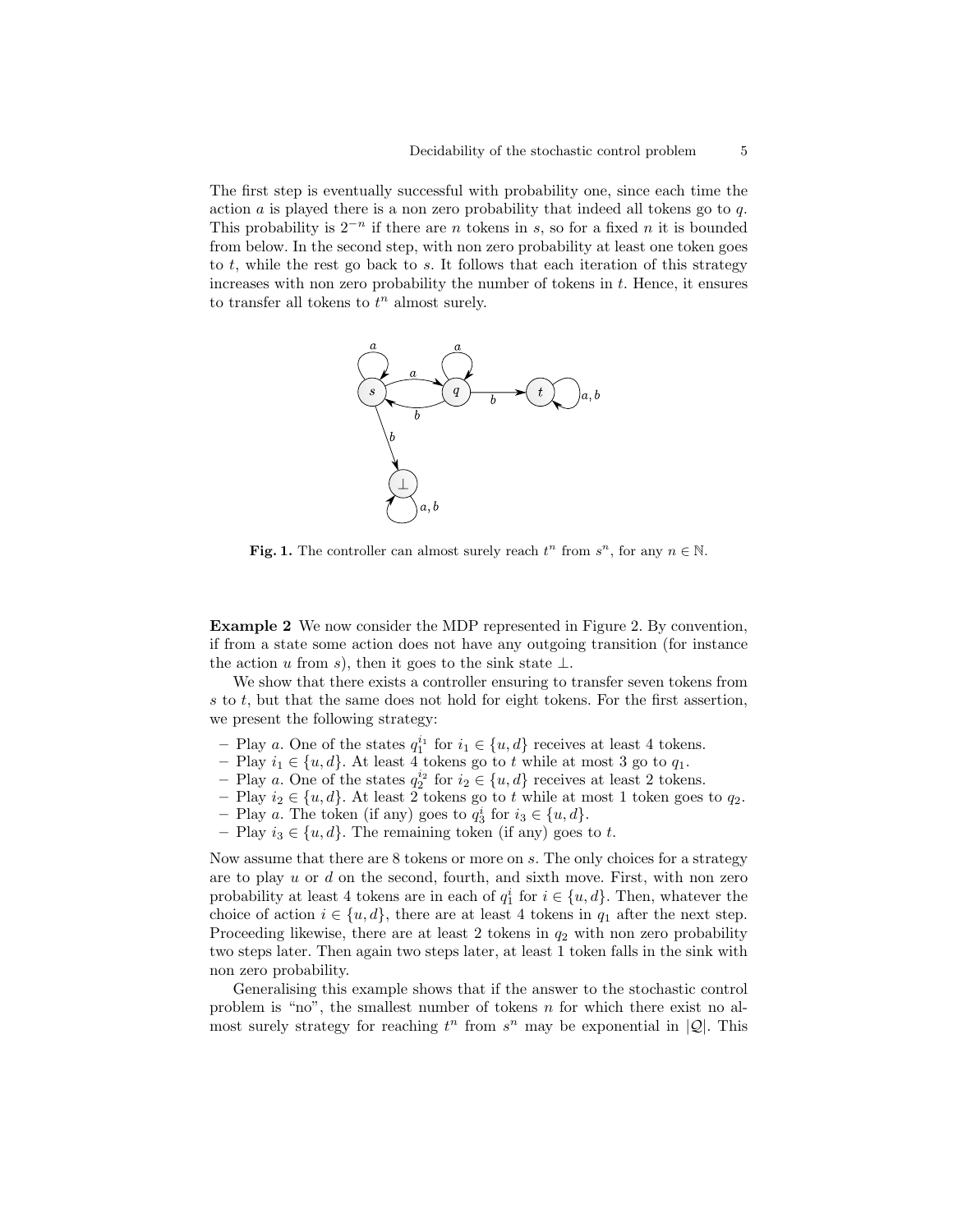The first step is eventually successful with probability one, since each time the action $a$ is played there is a non zero probability that indeed all tokens go to $q$. This probability is $2^{-n}$ if there are $n$ tokens in $s$, so for a fixed $n$ it is bounded from below. In the second step, with non zero probability at least one token goes to $t$, while the rest go back to $s$. It follows that each iteration of this strategy increases with non zero probability the number of tokens in $t$. Hence, it ensures to transfer all tokens to $t^n$ almost surely.

**Fig. 1.** The controller can almost surely reach $t^n$ from $s^n$, for any $n \in \mathbb{N}$.

**Example 2** We now consider the MDP represented in Figure 2. By convention, if from a state some action does not have any outgoing transition (for instance the action $u$ from $s$), then it goes to the sink state $\bot$.

We show that there exists a controller ensuring to transfer seven tokens from $s$ to $t$, but that the same does not hold for eight tokens. For the first assertion, we present the following strategy:

- Play $a$. One of the states $q_1^{i_1}$ for $i_1 \in \{u, d\}$ receives at least 4 tokens.
- Play $i_1 \in \{u, d\}$. At least 4 tokens go to $t$ while at most 3 go to $q_1$.
- Play $a$. One of the states $q_2^{i_2}$ for $i_2 \in \{u, d\}$ receives at least 2 tokens.
- Play $i_2 \in \{u, d\}$. At least 2 tokens go to $t$ while at most 1 token goes to $q_2$.
- Play $a$. The token (if any) goes to $q_3^{i}$ for $i_3 \in \{u, d\}$.
- Play $i_3 \in \{u, d\}$. The remaining token (if any) goes to $t$.

Now assume that there are 8 tokens or more on $s$. The only choices for a strategy are to play $u$ or $d$ on the second, fourth, and sixth move. First, with non zero probability at least 4 tokens are in each of $q_1^i$ for $i \in \{u, d\}$. Then, whatever the choice of action $i \in \{u, d\}$, there are at least 4 tokens in $q_1$ after the next step. Proceeding likewise, there are at least 2 tokens in $q_2$ with non zero probability two steps later. Then again two steps later, at least 1 token falls in the sink with non zero probability.

Generalising this example shows that if the answer to the stochastic control problem is "no", the smallest number of tokens $n$ for which there exist no almost surely strategy for reaching $t^n$ from $s^n$ may be exponential in $|\mathcal{Q}|$. This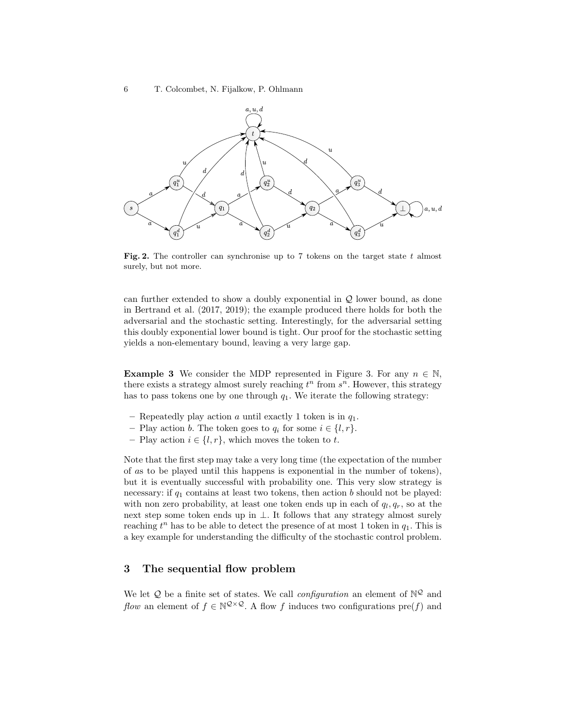**Fig. 2.** The controller can synchronise up to 7 tokens on the target state $t$ almost surely, but not more.

can further extended to show a doubly exponential in $\mathcal{Q}$ lower bound, as done in Bertrand et al. (2017, 2019); the example produced there holds for both the adversarial and the stochastic setting. Interestingly, for the adversarial setting this doubly exponential lower bound is tight. Our proof for the stochastic setting yields a non-elementary bound, leaving a very large gap.

**Example 3** We consider the MDP represented in Figure 3. For any $n \in \mathbb{N}$, there exists a strategy almost surely reaching $t^n$ from $s^n$. However, this strategy has to pass tokens one by one through $q_1$. We iterate the following strategy:

- Repeatedly play action $a$ until exactly 1 token is in $q_1$.
- Play action $b$. The token goes to $q_i$ for some $i \in \{l, r\}$.
- Play action $i \in \{l, r\}$, which moves the token to $t$.

Note that the first step may take a very long time (the expectation of the number of $a$s to be played until this happens is exponential in the number of tokens), but it is eventually successful with probability one. This very slow strategy is necessary: if $q_1$ contains at least two tokens, then action $b$ should not be played: with non zero probability, at least one token ends up in each of $q_l, q_r$, so at the next step some token ends up in $\bot$. It follows that any strategy almost surely reaching $t^n$ has to be able to detect the presence of at most 1 token in $q_1$. This is a key example for understanding the difficulty of the stochastic control problem.

## 3 The sequential flow problem

We let $\mathcal{Q}$ be a finite set of states. We call *configuration* an element of $\mathbb{N}^{\mathcal{Q}}$ and *flow* an element of $f \in \mathbb{N}^{\mathcal{Q} \times \mathcal{Q}}$. A flow $f$ induces two configurations $\mathrm{pre}(f)$ and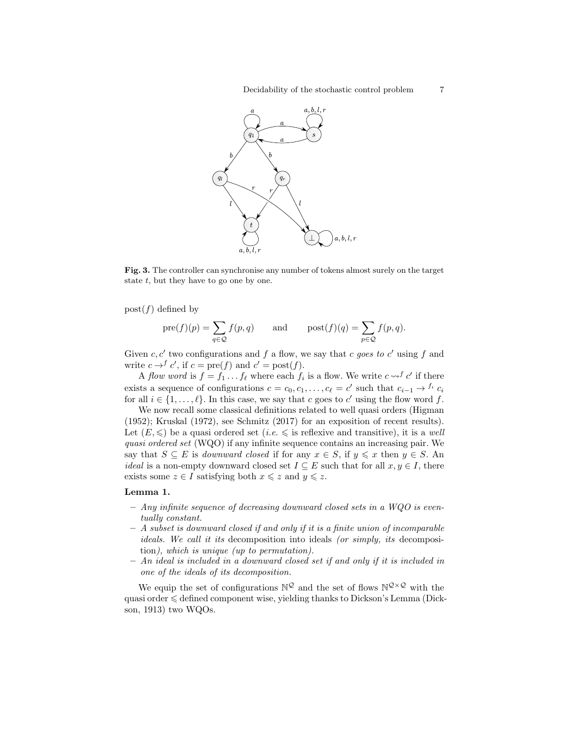**Fig. 3.** The controller can synchronise any number of tokens almost surely on the target state $t$, but they have to go one by one.

$\text{post}(f)$ defined by

$$\text{pre}(f)(p) = \sum_{q \in \mathcal{Q}} f(p,q) \qquad \text{and} \qquad \text{post}(f)(q) = \sum_{p \in \mathcal{Q}} f(p,q).$$

Given $c, c'$ two configurations and $f$ a flow, we say that $c$ *goes to* $c'$ using $f$ and write $c \to^f c'$, if $c = \text{pre}(f)$ and $c' = \text{post}(f)$.

A *flow word* is $f = f_1 \dots f_\ell$ where each $f_i$ is a flow. We write $c \rightsquigarrow^f c'$ if there exists a sequence of configurations $c = c_0, c_1, \dots, c_\ell = c'$ such that $c_{i-1} \to^{f_i} c_i$ for all $i \in \{1, \dots, \ell\}$. In this case, we say that $c$ goes to $c'$ using the flow word $f$.

We now recall some classical definitions related to well quasi orders (Higman (1952); Kruskal (1972), see Schmitz (2017) for an exposition of recent results). Let $(E, \leqslant)$ be a quasi ordered set (*i.e.* $\leqslant$ is reflexive and transitive), it is a *well quasi ordered set* (WQO) if any infinite sequence contains an increasing pair. We say that $S \subseteq E$ is *downward closed* if for any $x \in S$, if $y \leqslant x$ then $y \in S$. An *ideal* is a non-empty downward closed set $I \subseteq E$ such that for all $x, y \in I$, there exists some $z \in I$ satisfying both $x \leqslant z$ and $y \leqslant z$.

**Lemma 1.**

- *Any infinite sequence of decreasing downward closed sets in a WQO is eventually constant.*
- *A subset is downward closed if and only if it is a finite union of incomparable ideals. We call it its* decomposition into ideals *(or simply, its* decomposition*), which is unique (up to permutation).*
- *An ideal is included in a downward closed set if and only if it is included in one of the ideals of its decomposition.*

We equip the set of configurations $\mathbb{N}^{\mathcal{Q}}$ and the set of flows $\mathbb{N}^{\mathcal{Q} \times \mathcal{Q}}$ with the quasi order $\leqslant$ defined component wise, yielding thanks to Dickson's Lemma (Dickson, 1913) two WQOs.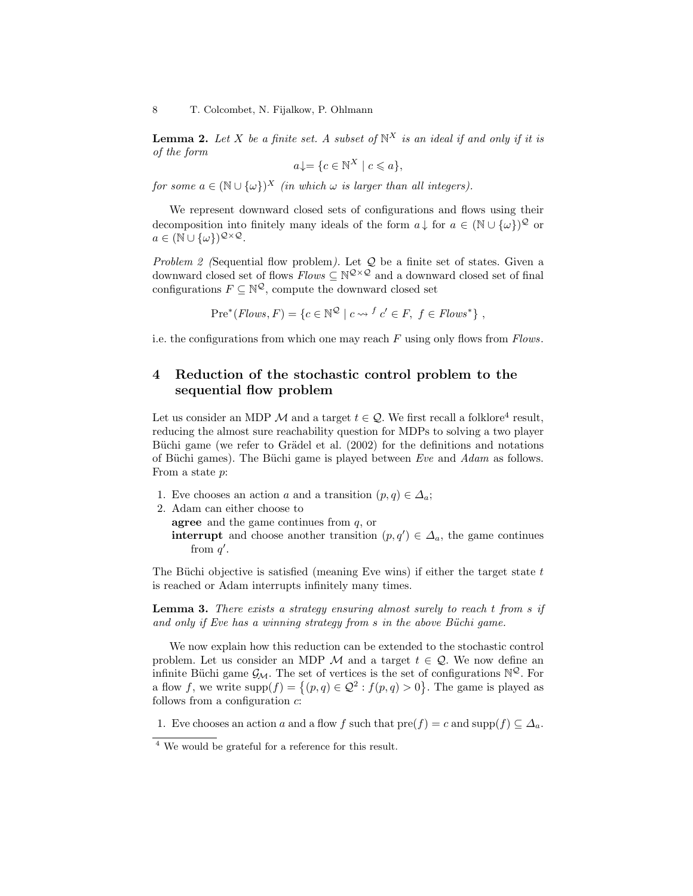**Lemma 2.** *Let $X$ be a finite set. A subset of $\mathbb{N}^X$ is an ideal if and only if it is of the form*

$$a\!\downarrow = \{c \in \mathbb{N}^X \mid c \leqslant a\},$$

*for some $a \in (\mathbb{N} \cup \{\omega\})^X$ (in which $\omega$ is larger than all integers).*

We represent downward closed sets of configurations and flows using their decomposition into finitely many ideals of the form $a\!\downarrow$ for $a \in (\mathbb{N} \cup \{\omega\})^{\mathcal{Q}}$ or $a \in (\mathbb{N} \cup \{\omega\})^{\mathcal{Q} \times \mathcal{Q}}$.

*Problem 2 (*Sequential flow problem*).* Let $\mathcal{Q}$ be a finite set of states. Given a downward closed set of flows $\mathit{Flows} \subseteq \mathbb{N}^{\mathcal{Q} \times \mathcal{Q}}$ and a downward closed set of final configurations $F \subseteq \mathbb{N}^{\mathcal{Q}}$, compute the downward closed set

$$\mathrm{Pre}^*(\mathit{Flows}, F) = \{c \in \mathbb{N}^{\mathcal{Q}} \mid c \rightsquigarrow^{f} c' \in F,\ f \in \mathit{Flows}^*\}\ ,$$

i.e. the configurations from which one may reach $F$ using only flows from $\mathit{Flows}$.

## 4 Reduction of the stochastic control problem to the sequential flow problem

Let us consider an MDP $\mathcal{M}$ and a target $t \in \mathcal{Q}$. We first recall a folklore[4] result, reducing the almost sure reachability question for MDPs to solving a two player Büchi game (we refer to Grädel et al. (2002) for the definitions and notations of Büchi games). The Büchi game is played between *Eve* and *Adam* as follows. From a state $p$:

1. Eve chooses an action $a$ and a transition $(p, q) \in \Delta_a$;
2. Adam can either choose to
   **agree** and the game continues from $q$, or
   **interrupt** and choose another transition $(p, q') \in \Delta_a$, the game continues from $q'$.

The Büchi objective is satisfied (meaning Eve wins) if either the target state $t$ is reached or Adam interrupts infinitely many times.

**Lemma 3.** *There exists a strategy ensuring almost surely to reach $t$ from $s$ if and only if Eve has a winning strategy from $s$ in the above Büchi game.*

We now explain how this reduction can be extended to the stochastic control problem. Let us consider an MDP $\mathcal{M}$ and a target $t \in \mathcal{Q}$. We now define an infinite Büchi game $\mathcal{G}_{\mathcal{M}}$. The set of vertices is the set of configurations $\mathbb{N}^{\mathcal{Q}}$. For a flow $f$, we write $\mathrm{supp}(f) = \{(p, q) \in \mathcal{Q}^2 : f(p, q) > 0\}$. The game is played as follows from a configuration $c$:

1. Eve chooses an action $a$ and a flow $f$ such that $\mathrm{pre}(f) = c$ and $\mathrm{supp}(f) \subseteq \Delta_a$.

[4] We would be grateful for a reference for this result.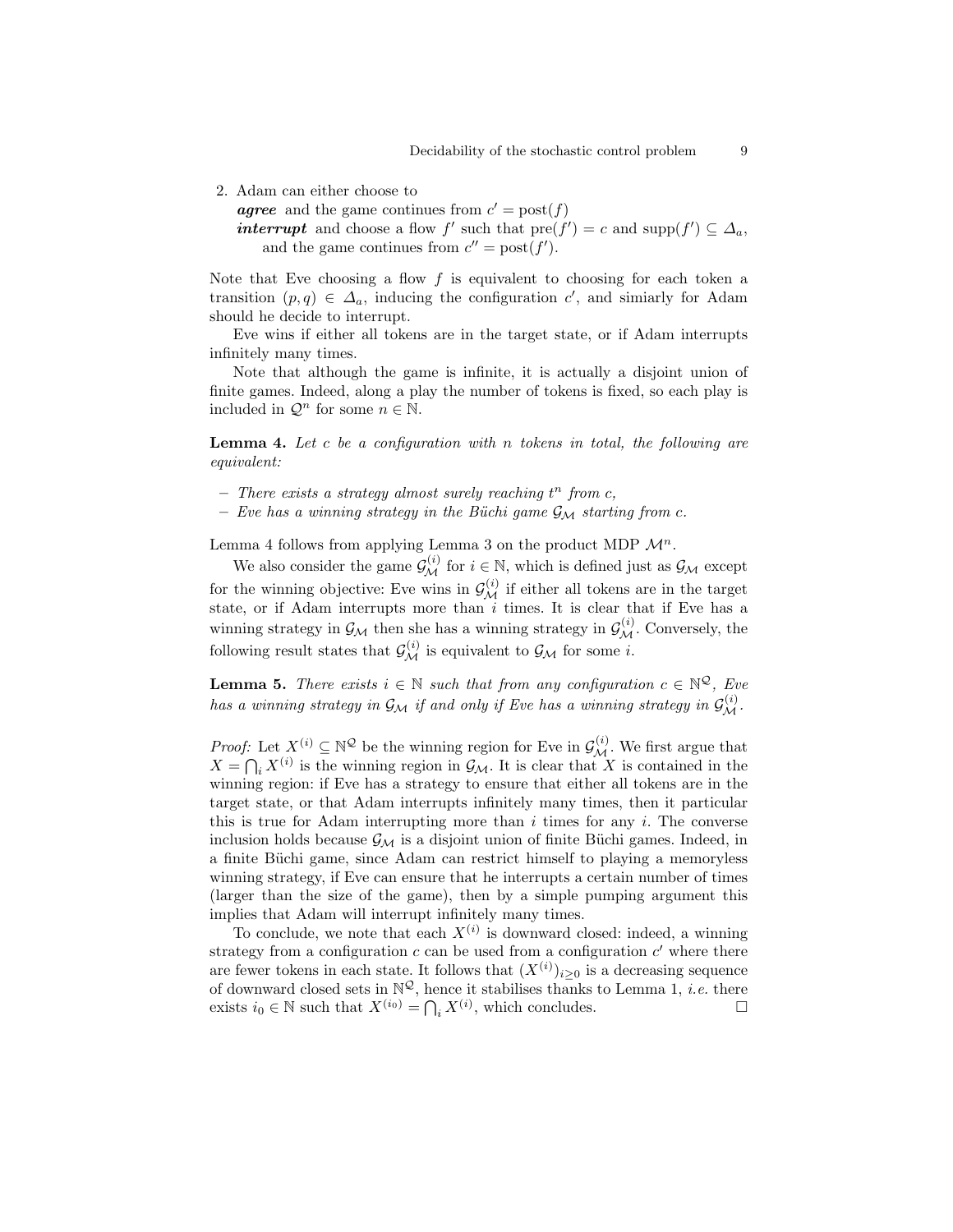2. Adam can either choose to

   ***agree*** and the game continues from $c' = \text{post}(f)$

   ***interrupt*** and choose a flow $f'$ such that $\text{pre}(f') = c$ and $\text{supp}(f') \subseteq \Delta_a$, and the game continues from $c'' = \text{post}(f')$.

Note that Eve choosing a flow $f$ is equivalent to choosing for each token a transition $(p, q) \in \Delta_a$, inducing the configuration $c'$, and simiarly for Adam should he decide to interrupt.

Eve wins if either all tokens are in the target state, or if Adam interrupts infinitely many times.

Note that although the game is infinite, it is actually a disjoint union of finite games. Indeed, along a play the number of tokens is fixed, so each play is included in $\mathcal{Q}^n$ for some $n \in \mathbb{N}$.

**Lemma 4.** *Let $c$ be a configuration with $n$ tokens in total, the following are equivalent:*

- *There exists a strategy almost surely reaching $t^n$ from $c$,*
- *Eve has a winning strategy in the Büchi game $\mathcal{G}_\mathcal{M}$ starting from $c$.*

Lemma 4 follows from applying Lemma 3 on the product MDP $\mathcal{M}^n$.

We also consider the game $\mathcal{G}_\mathcal{M}^{(i)}$ for $i \in \mathbb{N}$, which is defined just as $\mathcal{G}_\mathcal{M}$ except for the winning objective: Eve wins in $\mathcal{G}_\mathcal{M}^{(i)}$ if either all tokens are in the target state, or if Adam interrupts more than $i$ times. It is clear that if Eve has a winning strategy in $\mathcal{G}_\mathcal{M}$ then she has a winning strategy in $\mathcal{G}_\mathcal{M}^{(i)}$. Conversely, the following result states that $\mathcal{G}_\mathcal{M}^{(i)}$ is equivalent to $\mathcal{G}_\mathcal{M}$ for some $i$.

**Lemma 5.** *There exists $i \in \mathbb{N}$ such that from any configuration $c \in \mathbb{N}^\mathcal{Q}$, Eve has a winning strategy in $\mathcal{G}_\mathcal{M}$ if and only if Eve has a winning strategy in $\mathcal{G}_\mathcal{M}^{(i)}$.*

*Proof:* Let $X^{(i)} \subseteq \mathbb{N}^\mathcal{Q}$ be the winning region for Eve in $\mathcal{G}_\mathcal{M}^{(i)}$. We first argue that $X = \bigcap_i X^{(i)}$ is the winning region in $\mathcal{G}_\mathcal{M}$. It is clear that $X$ is contained in the winning region: if Eve has a strategy to ensure that either all tokens are in the target state, or that Adam interrupts infinitely many times, then it particular this is true for Adam interrupting more than $i$ times for any $i$. The converse inclusion holds because $\mathcal{G}_\mathcal{M}$ is a disjoint union of finite Büchi games. Indeed, in a finite Büchi game, since Adam can restrict himself to playing a memoryless winning strategy, if Eve can ensure that he interrupts a certain number of times (larger than the size of the game), then by a simple pumping argument this implies that Adam will interrupt infinitely many times.

To conclude, we note that each $X^{(i)}$ is downward closed: indeed, a winning strategy from a configuration $c$ can be used from a configuration $c'$ where there are fewer tokens in each state. It follows that $(X^{(i)})_{i \geq 0}$ is a decreasing sequence of downward closed sets in $\mathbb{N}^\mathcal{Q}$, hence it stabilises thanks to Lemma 1, *i.e.* there exists $i_0 \in \mathbb{N}$ such that $X^{(i_0)} = \bigcap_i X^{(i)}$, which concludes. $\square$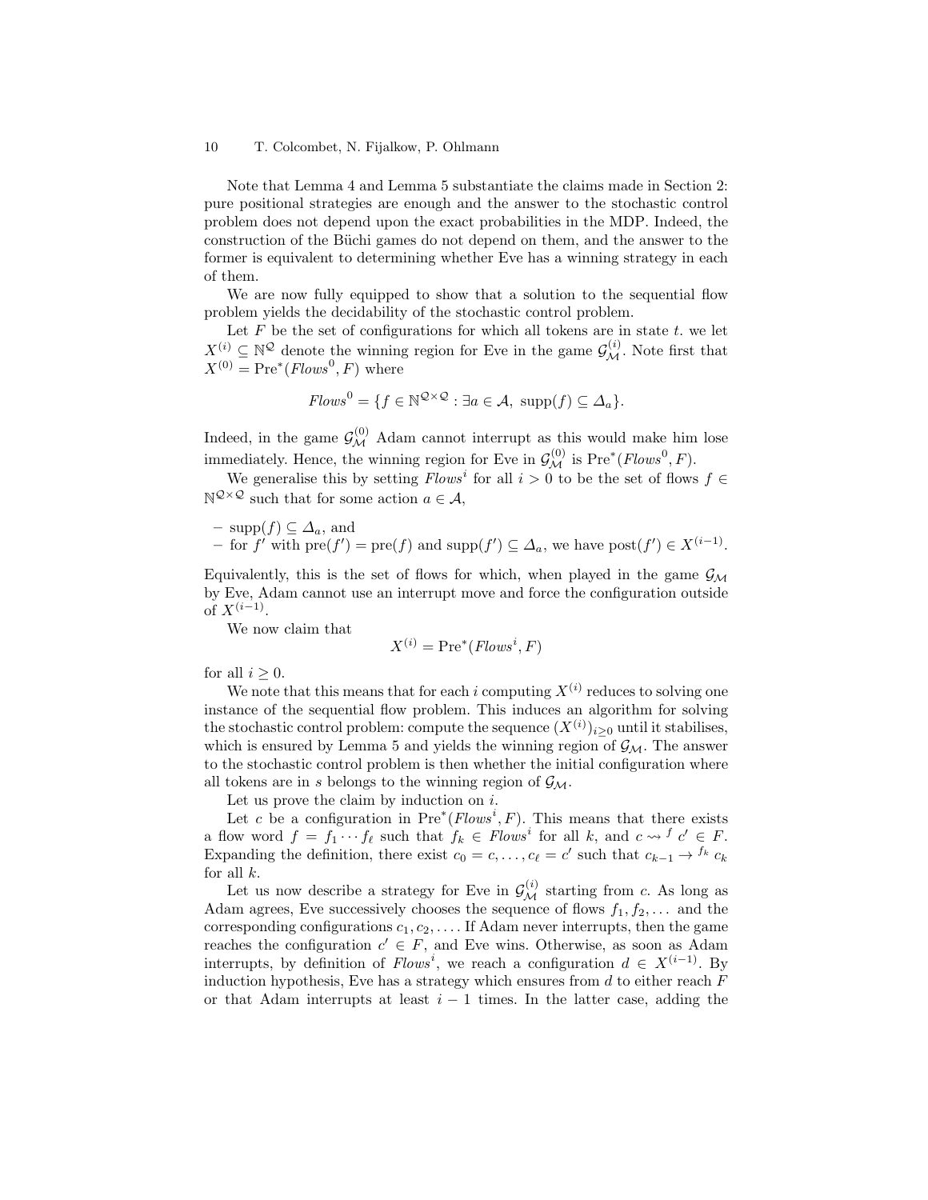Note that Lemma 4 and Lemma 5 substantiate the claims made in Section 2: pure positional strategies are enough and the answer to the stochastic control problem does not depend upon the exact probabilities in the MDP. Indeed, the construction of the Büchi games do not depend on them, and the answer to the former is equivalent to determining whether Eve has a winning strategy in each of them.

We are now fully equipped to show that a solution to the sequential flow problem yields the decidability of the stochastic control problem.

Let $F$ be the set of configurations for which all tokens are in state $t$. we let $X^{(i)} \subseteq \mathbb{N}^{\mathcal{Q}}$ denote the winning region for Eve in the game $\mathcal{G}_{\mathcal{M}}^{(i)}$. Note first that $X^{(0)} = \mathrm{Pre}^*(\mathit{Flows}^0, F)$ where

$$\mathit{Flows}^0 = \{f \in \mathbb{N}^{\mathcal{Q} \times \mathcal{Q}} : \exists a \in \mathcal{A},\ \mathrm{supp}(f) \subseteq \Delta_a\}.$$

Indeed, in the game $\mathcal{G}_{\mathcal{M}}^{(0)}$ Adam cannot interrupt as this would make him lose immediately. Hence, the winning region for Eve in $\mathcal{G}_{\mathcal{M}}^{(0)}$ is $\mathrm{Pre}^*(\mathit{Flows}^0, F)$.

We generalise this by setting $\mathit{Flows}^i$ for all $i > 0$ to be the set of flows $f \in \mathbb{N}^{\mathcal{Q} \times \mathcal{Q}}$ such that for some action $a \in \mathcal{A}$,

- $\mathrm{supp}(f) \subseteq \Delta_a$, and
- for $f'$ with $\mathrm{pre}(f') = \mathrm{pre}(f)$ and $\mathrm{supp}(f') \subseteq \Delta_a$, we have $\mathrm{post}(f') \in X^{(i-1)}$.

Equivalently, this is the set of flows for which, when played in the game $\mathcal{G}_{\mathcal{M}}$ by Eve, Adam cannot use an interrupt move and force the configuration outside of $X^{(i-1)}$.

We now claim that

$$X^{(i)} = \mathrm{Pre}^*(\mathit{Flows}^i, F)$$

for all $i \geq 0$.

We note that this means that for each $i$ computing $X^{(i)}$ reduces to solving one instance of the sequential flow problem. This induces an algorithm for solving the stochastic control problem: compute the sequence $(X^{(i)})_{i \geq 0}$ until it stabilises, which is ensured by Lemma 5 and yields the winning region of $\mathcal{G}_{\mathcal{M}}$. The answer to the stochastic control problem is then whether the initial configuration where all tokens are in $s$ belongs to the winning region of $\mathcal{G}_{\mathcal{M}}$.

Let us prove the claim by induction on $i$.

Let $c$ be a configuration in $\mathrm{Pre}^*(\mathit{Flows}^i, F)$. This means that there exists a flow word $f = f_1 \cdots f_\ell$ such that $f_k \in \mathit{Flows}^i$ for all $k$, and $c \rightsquigarrow^{f} c' \in F$. Expanding the definition, there exist $c_0 = c, \ldots, c_\ell = c'$ such that $c_{k-1} \rightarrow^{f_k} c_k$ for all $k$.

Let us now describe a strategy for Eve in $\mathcal{G}_{\mathcal{M}}^{(i)}$ starting from $c$. As long as Adam agrees, Eve successively chooses the sequence of flows $f_1, f_2, \ldots$ and the corresponding configurations $c_1, c_2, \ldots$. If Adam never interrupts, then the game reaches the configuration $c' \in F$, and Eve wins. Otherwise, as soon as Adam interrupts, by definition of $\mathit{Flows}^i$, we reach a configuration $d \in X^{(i-1)}$. By induction hypothesis, Eve has a strategy which ensures from $d$ to either reach $F$ or that Adam interrupts at least $i - 1$ times. In the latter case, adding the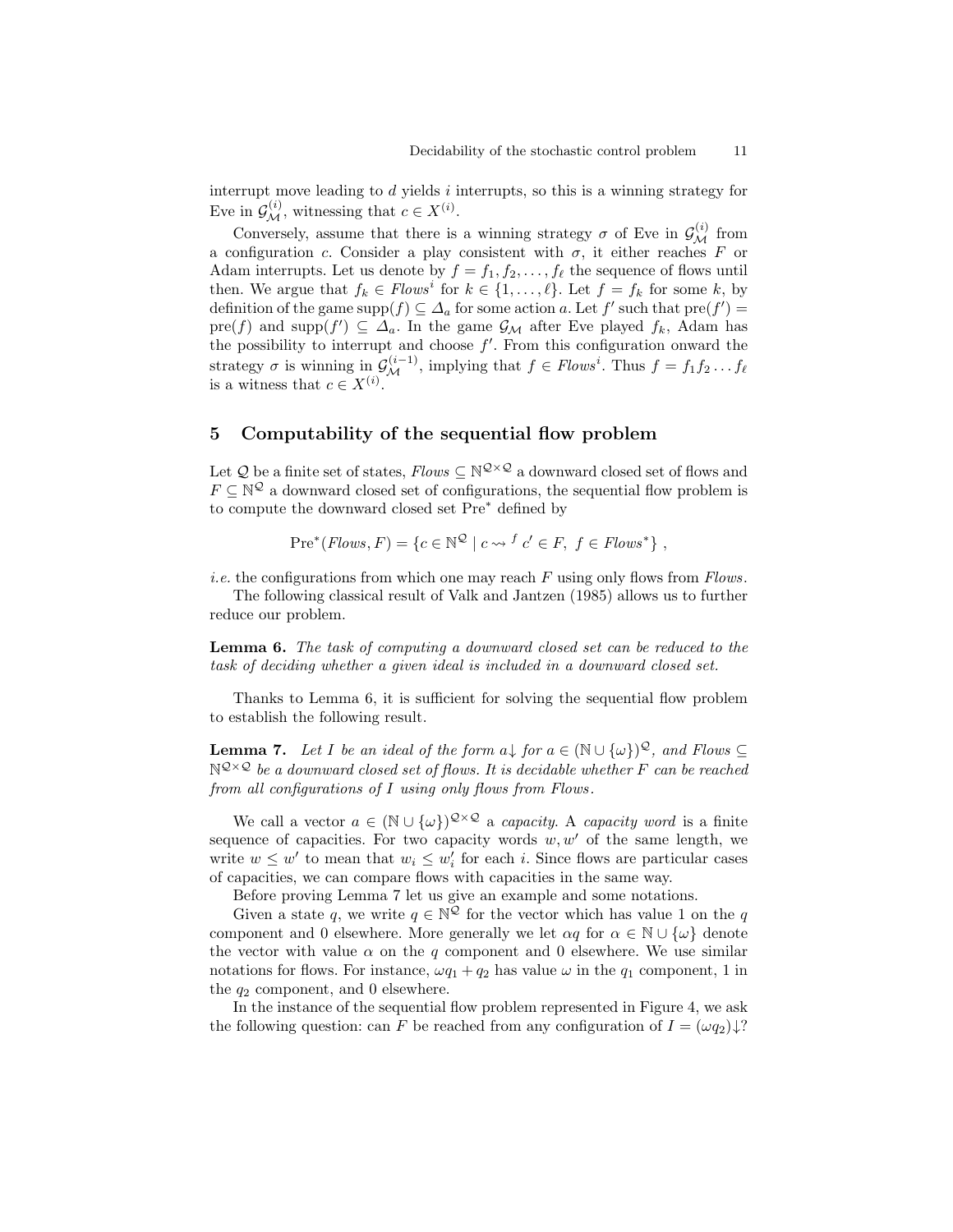interrupt move leading to $d$ yields $i$ interrupts, so this is a winning strategy for Eve in $\mathcal{G}_{\mathcal{M}}^{(i)}$, witnessing that $c \in X^{(i)}$.

Conversely, assume that there is a winning strategy $\sigma$ of Eve in $\mathcal{G}_{\mathcal{M}}^{(i)}$ from a configuration $c$. Consider a play consistent with $\sigma$, it either reaches $F$ or Adam interrupts. Let us denote by $f = f_1, f_2, \ldots, f_\ell$ the sequence of flows until then. We argue that $f_k \in \mathit{Flows}^i$ for $k \in \{1, \ldots, \ell\}$. Let $f = f_k$ for some $k$, by definition of the game $\mathrm{supp}(f) \subseteq \Delta_a$ for some action $a$. Let $f'$ such that $\mathrm{pre}(f') = \mathrm{pre}(f)$ and $\mathrm{supp}(f') \subseteq \Delta_a$. In the game $\mathcal{G}_{\mathcal{M}}$ after Eve played $f_k$, Adam has the possibility to interrupt and choose $f'$. From this configuration onward the strategy $\sigma$ is winning in $\mathcal{G}_{\mathcal{M}}^{(i-1)}$, implying that $f \in \mathit{Flows}^i$. Thus $f = f_1 f_2 \ldots f_\ell$ is a witness that $c \in X^{(i)}$.

## 5 Computability of the sequential flow problem

Let $\mathcal{Q}$ be a finite set of states, $\mathit{Flows} \subseteq \mathbb{N}^{\mathcal{Q} \times \mathcal{Q}}$ a downward closed set of flows and $F \subseteq \mathbb{N}^{\mathcal{Q}}$ a downward closed set of configurations, the sequential flow problem is to compute the downward closed set $\mathrm{Pre}^*$ defined by

$$\mathrm{Pre}^*(\mathit{Flows}, F) = \{c \in \mathbb{N}^{\mathcal{Q}} \mid c \rightsquigarrow^{f} c' \in F,\ f \in \mathit{Flows}^*\} ,$$

*i.e.* the configurations from which one may reach $F$ using only flows from $\mathit{Flows}$.

The following classical result of Valk and Jantzen (1985) allows us to further reduce our problem.

**Lemma 6.** *The task of computing a downward closed set can be reduced to the task of deciding whether a given ideal is included in a downward closed set.*

Thanks to Lemma 6, it is sufficient for solving the sequential flow problem to establish the following result.

**Lemma 7.** *Let $I$ be an ideal of the form $a{\downarrow}$ for $a \in (\mathbb{N} \cup \{\omega\})^{\mathcal{Q}}$, and $\mathit{Flows} \subseteq \mathbb{N}^{\mathcal{Q} \times \mathcal{Q}}$ be a downward closed set of flows. It is decidable whether $F$ can be reached from all configurations of $I$ using only flows from $\mathit{Flows}$.*

We call a vector $a \in (\mathbb{N} \cup \{\omega\})^{\mathcal{Q} \times \mathcal{Q}}$ a *capacity*. A *capacity word* is a finite sequence of capacities. For two capacity words $w, w'$ of the same length, we write $w \leq w'$ to mean that $w_i \leq w'_i$ for each $i$. Since flows are particular cases of capacities, we can compare flows with capacities in the same way.

Before proving Lemma 7 let us give an example and some notations.

Given a state $q$, we write $q \in \mathbb{N}^{\mathcal{Q}}$ for the vector which has value 1 on the $q$ component and 0 elsewhere. More generally we let $\alpha q$ for $\alpha \in \mathbb{N} \cup \{\omega\}$ denote the vector with value $\alpha$ on the $q$ component and 0 elsewhere. We use similar notations for flows. For instance, $\omega q_1 + q_2$ has value $\omega$ in the $q_1$ component, 1 in the $q_2$ component, and 0 elsewhere.

In the instance of the sequential flow problem represented in Figure 4, we ask the following question: can $F$ be reached from any configuration of $I = (\omega q_2){\downarrow}$?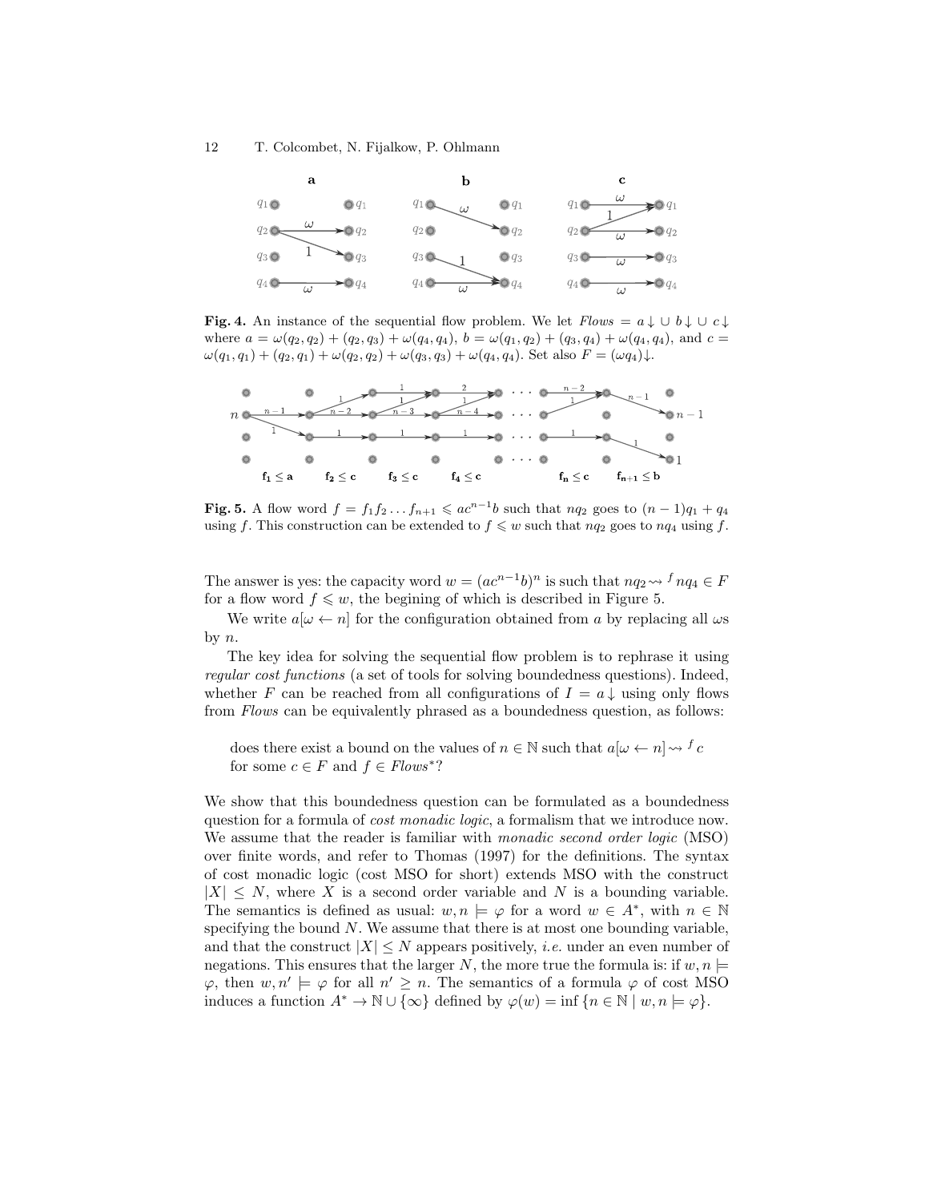**Fig. 4.** An instance of the sequential flow problem. We let $Flows = a\downarrow \cup b\downarrow \cup c\downarrow$ where $a = \omega(q_2, q_2) + (q_2, q_3) + \omega(q_4, q_4)$, $b = \omega(q_1, q_2) + (q_3, q_4) + \omega(q_4, q_4)$, and $c = \omega(q_1, q_1) + (q_2, q_1) + \omega(q_2, q_2) + \omega(q_3, q_3) + \omega(q_4, q_4)$. Set also $F = (\omega q_4)\downarrow$.

**Fig. 5.** A flow word $f = f_1 f_2 \ldots f_{n+1} \leqslant ac^{n-1}b$ such that $nq_2$ goes to $(n-1)q_1 + q_4$ using $f$. This construction can be extended to $f \leqslant w$ such that $nq_2$ goes to $nq_4$ using $f$.

The answer is yes: the capacity word $w = (ac^{n-1}b)^n$ is such that $nq_2 \leadsto^f nq_4 \in F$ for a flow word $f \leqslant w$, the begining of which is described in Figure 5.

We write $a[\omega \leftarrow n]$ for the configuration obtained from $a$ by replacing all $\omega$s by $n$.

The key idea for solving the sequential flow problem is to rephrase it using *regular cost functions* (a set of tools for solving boundedness questions). Indeed, whether $F$ can be reached from all configurations of $I = a\downarrow$ using only flows from *Flows* can be equivalently phrased as a boundedness question, as follows:

> does there exist a bound on the values of $n \in \mathbb{N}$ such that $a[\omega \leftarrow n] \leadsto^f c$ for some $c \in F$ and $f \in Flows^*$?

We show that this boundedness question can be formulated as a boundedness question for a formula of *cost monadic logic*, a formalism that we introduce now. We assume that the reader is familiar with *monadic second order logic* (MSO) over finite words, and refer to Thomas (1997) for the definitions. The syntax of cost monadic logic (cost MSO for short) extends MSO with the construct $|X| \leq N$, where $X$ is a second order variable and $N$ is a bounding variable. The semantics is defined as usual: $w, n \models \varphi$ for a word $w \in A^*$, with $n \in \mathbb{N}$ specifying the bound $N$. We assume that there is at most one bounding variable, and that the construct $|X| \leq N$ appears positively, *i.e.* under an even number of negations. This ensures that the larger $N$, the more true the formula is: if $w, n \models \varphi$, then $w, n' \models \varphi$ for all $n' \geq n$. The semantics of a formula $\varphi$ of cost MSO induces a function $A^* \to \mathbb{N} \cup \{\infty\}$ defined by $\varphi(w) = \inf \{n \in \mathbb{N} \mid w, n \models \varphi\}$.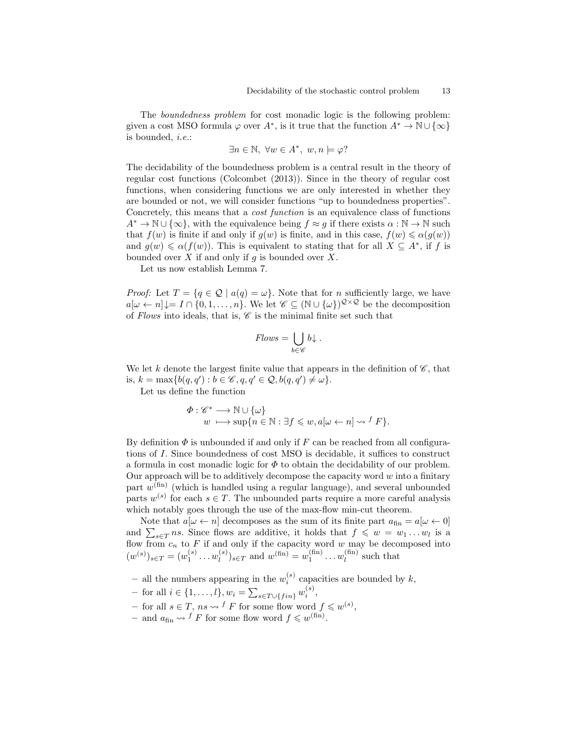The *boundedness problem* for cost monadic logic is the following problem: given a cost MSO formula $\varphi$ over $A^*$, is it true that the function $A^* \to \mathbb{N} \cup \{\infty\}$ is bounded, *i.e.*:

$$\exists n \in \mathbb{N},\ \forall w \in A^*,\ w, n \models \varphi?$$

The decidability of the boundedness problem is a central result in the theory of regular cost functions (Colcombet (2013)). Since in the theory of regular cost functions, when considering functions we are only interested in whether they are bounded or not, we will consider functions "up to boundedness properties". Concretely, this means that a *cost function* is an equivalence class of functions $A^* \to \mathbb{N} \cup \{\infty\}$, with the equivalence being $f \approx g$ if there exists $\alpha : \mathbb{N} \to \mathbb{N}$ such that $f(w)$ is finite if and only if $g(w)$ is finite, and in this case, $f(w) \leqslant \alpha(g(w))$ and $g(w) \leqslant \alpha(f(w))$. This is equivalent to stating that for all $X \subseteq A^*$, if $f$ is bounded over $X$ if and only if $g$ is bounded over $X$.

Let us now establish Lemma 7.

*Proof:* Let $T = \{q \in \mathcal{Q} \mid a(q) = \omega\}$. Note that for $n$ sufficiently large, we have $a[\omega \leftarrow n]{\downarrow} = I \cap \{0, 1, \ldots, n\}$. We let $\mathscr{C} \subseteq (\mathbb{N} \cup \{\omega\})^{\mathcal{Q} \times \mathcal{Q}}$ be the decomposition of *Flows* into ideals, that is, $\mathscr{C}$ is the minimal finite set such that

$$\mathit{Flows} = \bigcup_{b \in \mathscr{C}} b{\downarrow}\,.$$

We let $k$ denote the largest finite value that appears in the definition of $\mathscr{C}$, that is, $k = \max\{b(q, q') : b \in \mathscr{C}, q, q' \in \mathcal{Q}, b(q, q') \neq \omega\}$.

Let us define the function

$$\begin{aligned} \Phi : \mathscr{C}^* &\longrightarrow \mathbb{N} \cup \{\omega\} \\ w &\longmapsto \sup\{n \in \mathbb{N} : \exists f \leqslant w, a[\omega \leftarrow n] \rightsquigarrow^{f} F\}. \end{aligned}$$

By definition $\Phi$ is unbounded if and only if $F$ can be reached from all configurations of $I$. Since boundedness of cost MSO is decidable, it suffices to construct a formula in cost monadic logic for $\Phi$ to obtain the decidability of our problem. Our approach will be to additively decompose the capacity word $w$ into a finitary part $w^{(\mathrm{fin})}$ (which is handled using a regular language), and several unbounded parts $w^{(s)}$ for each $s \in T$. The unbounded parts require a more careful analysis which notably goes through the use of the max-flow min-cut theorem.

Note that $a[\omega \leftarrow n]$ decomposes as the sum of its finite part $a_{\mathrm{fin}} = a[\omega \leftarrow 0]$ and $\sum_{s \in T} ns$. Since flows are additive, it holds that $f \leqslant w = w_1 \ldots w_l$ is a flow from $c_n$ to $F$ if and only if the capacity word $w$ may be decomposed into $(w^{(s)})_{s \in T} = (w_1^{(s)} \ldots w_l^{(s)})_{s \in T}$ and $w^{(\mathrm{fin})} = w_1^{(\mathrm{fin})} \ldots w_l^{(\mathrm{fin})}$ such that

- all the numbers appearing in the $w_i^{(s)}$ capacities are bounded by $k$,
- for all $i \in \{1, \ldots, l\}, w_i = \sum_{s \in T \cup \{fin\}} w_i^{(s)}$,
- for all $s \in T$, $ns \rightsquigarrow^{f} F$ for some flow word $f \leqslant w^{(s)}$,
- and $a_{\mathrm{fin}} \rightsquigarrow^{f} F$ for some flow word $f \leqslant w^{(\mathrm{fin})}$.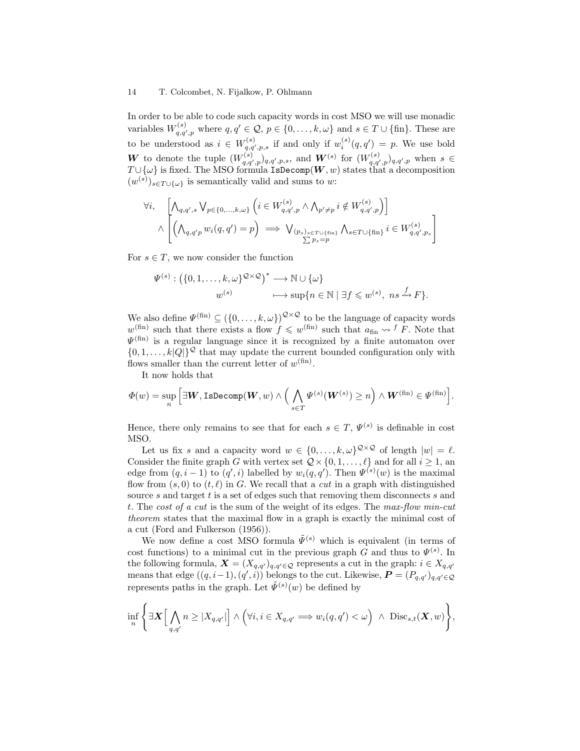In order to be able to code such capacity words in cost MSO we will use monadic variables $W^{(s)}_{q,q',p}$ where $q, q' \in \mathcal{Q}$, $p \in \{0, \ldots, k, \omega\}$ and $s \in T \cup \{\text{fin}\}$. These are to be understood as $i \in W^{(s)}_{q,q',p,s}$ if and only if $w^{(s)}_i(q, q') = p$. We use bold $\boldsymbol{W}$ to denote the tuple $(W^{(s)}_{q,q',p})_{q,q',p,s}$, and $\boldsymbol{W}^{(s)}$ for $(W^{(s)}_{q,q',p})_{q,q',p}$ when $s \in T \cup \{\omega\}$ is fixed. The MSO formula $\texttt{IsDecomp}(\boldsymbol{W}, w)$ states that a decomposition $(w^{(s)})_{s \in T \cup \{\omega\}}$ is semantically valid and sums to $w$:

$$
\begin{aligned}
\forall i, \quad & \Big[ \textstyle\bigwedge_{q,q',s} \bigvee_{p \in \{0,\ldots,k,\omega\}} \Big( i \in W^{(s)}_{q,q',p} \wedge \bigwedge_{p' \neq p} i \notin W^{(s)}_{q,q',p} \Big) \Big] \\
\wedge & \left[ \Big( \textstyle\bigwedge_{q,q'p} w_i(q,q') = p \Big) \implies \bigvee_{\substack{(p_s)_{s \in T \cup \{\text{fin}\}} \\ \sum p_s = p}} \bigwedge_{s \in T \cup \{\text{fin}\}} i \in W^{(s)}_{q,q',p_s} \right]
\end{aligned}
$$

For $s \in T$, we now consider the function

$$
\begin{aligned}
\Psi^{(s)} : \big(\{0, 1, \ldots, k, \omega\}^{\mathcal{Q} \times \mathcal{Q}}\big)^* &\longrightarrow \mathbb{N} \cup \{\omega\} \\
w^{(s)} \quad &\longmapsto \sup\{n \in \mathbb{N} \mid \exists f \leqslant w^{(s)},\ ns \overset{f}{\rightsquigarrow} F\}.
\end{aligned}
$$

We also define $\Psi^{(\text{fin})} \subseteq (\{0, \ldots, k, \omega\})^{\mathcal{Q} \times \mathcal{Q}}$ to be the language of capacity words $w^{(\text{fin})}$ such that there exists a flow $f \leqslant w^{(\text{fin})}$ such that $a_{\text{fin}} \rightsquigarrow^f F$. Note that $\Psi^{(\text{fin})}$ is a regular language since it is recognized by a finite automaton over $\{0, 1, \ldots, k|Q|\}^{\mathcal{Q}}$ that may update the current bounded configuration only with flows smaller than the current letter of $w^{(\text{fin})}$.

It now holds that

$$
\Phi(w) = \sup_n \Big[ \exists \boldsymbol{W}, \texttt{IsDecomp}(\boldsymbol{W}, w) \wedge \Big( \bigwedge_{s \in T} \Psi^{(s)}(\boldsymbol{W}^{(s)}) \geq n \Big) \wedge \boldsymbol{W}^{(\text{fin})} \in \Psi^{(\text{fin})} \Big].
$$

Hence, there only remains to see that for each $s \in T$, $\Psi^{(s)}$ is definable in cost MSO.

Let us fix $s$ and a capacity word $w \in \{0, \ldots, k, \omega\}^{\mathcal{Q} \times \mathcal{Q}}$ of length $|w| = \ell$. Consider the finite graph $G$ with vertex set $\mathcal{Q} \times \{0, 1, \ldots, \ell\}$ and for all $i \geq 1$, an edge from $(q, i-1)$ to $(q', i)$ labelled by $w_i(q, q')$. Then $\Psi^{(s)}(w)$ is the maximal flow from $(s, 0)$ to $(t, \ell)$ in $G$. We recall that a *cut* in a graph with distinguished source $s$ and target $t$ is a set of edges such that removing them disconnects $s$ and $t$. The *cost of a cut* is the sum of the weight of its edges. The *max-flow min-cut theorem* states that the maximal flow in a graph is exactly the minimal cost of a cut (Ford and Fulkerson (1956)).

We now define a cost MSO formula $\tilde{\Psi}^{(s)}$ which is equivalent (in terms of cost functions) to a minimal cut in the previous graph $G$ and thus to $\Psi^{(s)}$. In the following formula, $\boldsymbol{X} = (X_{q,q'})_{q,q' \in \mathcal{Q}}$ represents a cut in the graph: $i \in X_{q,q'}$ means that edge $((q, i-1), (q', i))$ belongs to the cut. Likewise, $\boldsymbol{P} = (P_{q,q'})_{q,q' \in \mathcal{Q}}$ represents paths in the graph. Let $\tilde{\Psi}^{(s)}(w)$ be defined by

$$
\inf_n \left\{ \exists \boldsymbol{X} \Big[ \bigwedge_{q,q'} n \geq |X_{q,q'}| \Big] \wedge \Big( \forall i, i \in X_{q,q'} \implies w_i(q,q') < \omega \Big) \ \wedge\ \text{Disc}_{s,t}(\boldsymbol{X}, w) \right\},
$$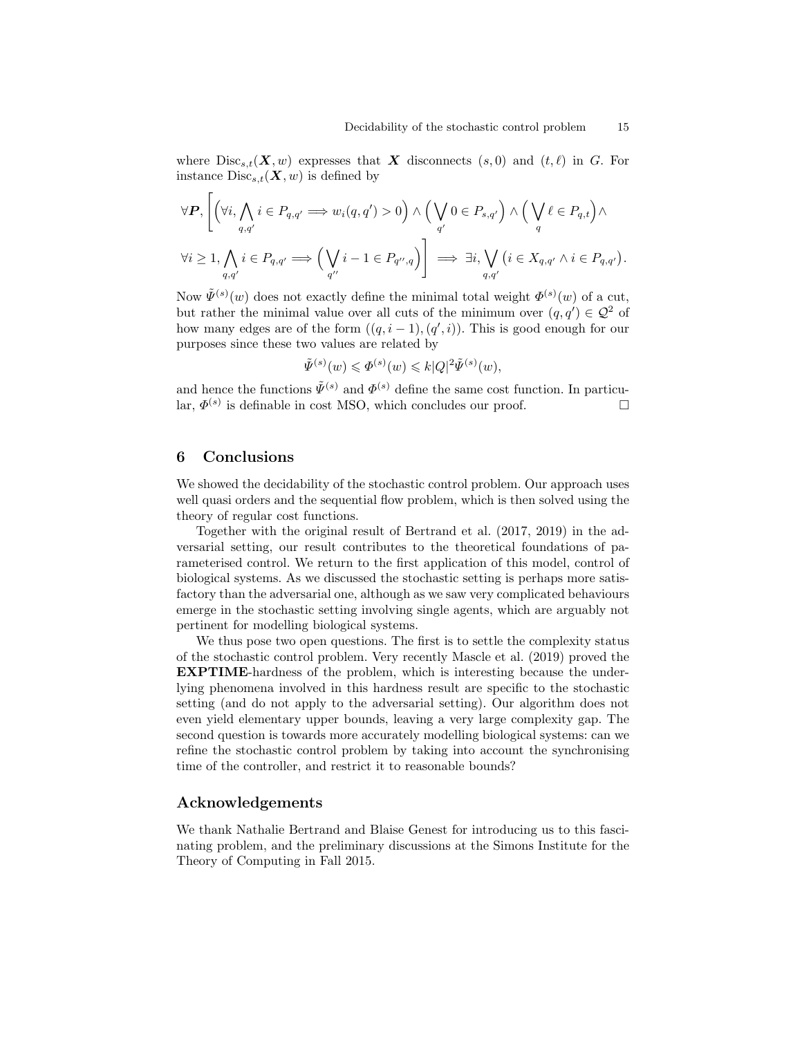where $\text{Disc}_{s,t}(\boldsymbol{X}, w)$ expresses that $\boldsymbol{X}$ disconnects $(s, 0)$ and $(t, \ell)$ in $G$. For instance $\text{Disc}_{s,t}(\boldsymbol{X}, w)$ is defined by

$$\forall \boldsymbol{P}, \left[ \Big( \forall i, \bigwedge_{q,q'} i \in P_{q,q'} \implies w_i(q,q') > 0 \Big) \wedge \Big( \bigvee_{q'} 0 \in P_{s,q'} \Big) \wedge \Big( \bigvee_{q} \ell \in P_{q,t} \Big) \wedge \right.$$

$$\left. \forall i \geq 1, \bigwedge_{q,q'} i \in P_{q,q'} \implies \Big( \bigvee_{q''} i - 1 \in P_{q'',q} \Big) \right] \implies \exists i, \bigvee_{q,q'} \big( i \in X_{q,q'} \wedge i \in P_{q,q'} \big).$$

Now $\tilde{\Psi}^{(s)}(w)$ does not exactly define the minimal total weight $\Phi^{(s)}(w)$ of a cut, but rather the minimal value over all cuts of the minimum over $(q, q') \in \mathcal{Q}^2$ of how many edges are of the form $((q, i-1), (q', i))$. This is good enough for our purposes since these two values are related by

$$\tilde{\Psi}^{(s)}(w) \leqslant \Phi^{(s)}(w) \leqslant k|Q|^2 \tilde{\Psi}^{(s)}(w),$$

and hence the functions $\tilde{\Psi}^{(s)}$ and $\Phi^{(s)}$ define the same cost function. In particular, $\Phi^{(s)}$ is definable in cost MSO, which concludes our proof. □

## 6 Conclusions

We showed the decidability of the stochastic control problem. Our approach uses well quasi orders and the sequential flow problem, which is then solved using the theory of regular cost functions.

Together with the original result of Bertrand et al. (2017, 2019) in the adversarial setting, our result contributes to the theoretical foundations of parameterised control. We return to the first application of this model, control of biological systems. As we discussed the stochastic setting is perhaps more satisfactory than the adversarial one, although as we saw very complicated behaviours emerge in the stochastic setting involving single agents, which are arguably not pertinent for modelling biological systems.

We thus pose two open questions. The first is to settle the complexity status of the stochastic control problem. Very recently Mascle et al. (2019) proved the **EXPTIME**-hardness of the problem, which is interesting because the underlying phenomena involved in this hardness result are specific to the stochastic setting (and do not apply to the adversarial setting). Our algorithm does not even yield elementary upper bounds, leaving a very large complexity gap. The second question is towards more accurately modelling biological systems: can we refine the stochastic control problem by taking into account the synchronising time of the controller, and restrict it to reasonable bounds?

## Acknowledgements

We thank Nathalie Bertrand and Blaise Genest for introducing us to this fascinating problem, and the preliminary discussions at the Simons Institute for the Theory of Computing in Fall 2015.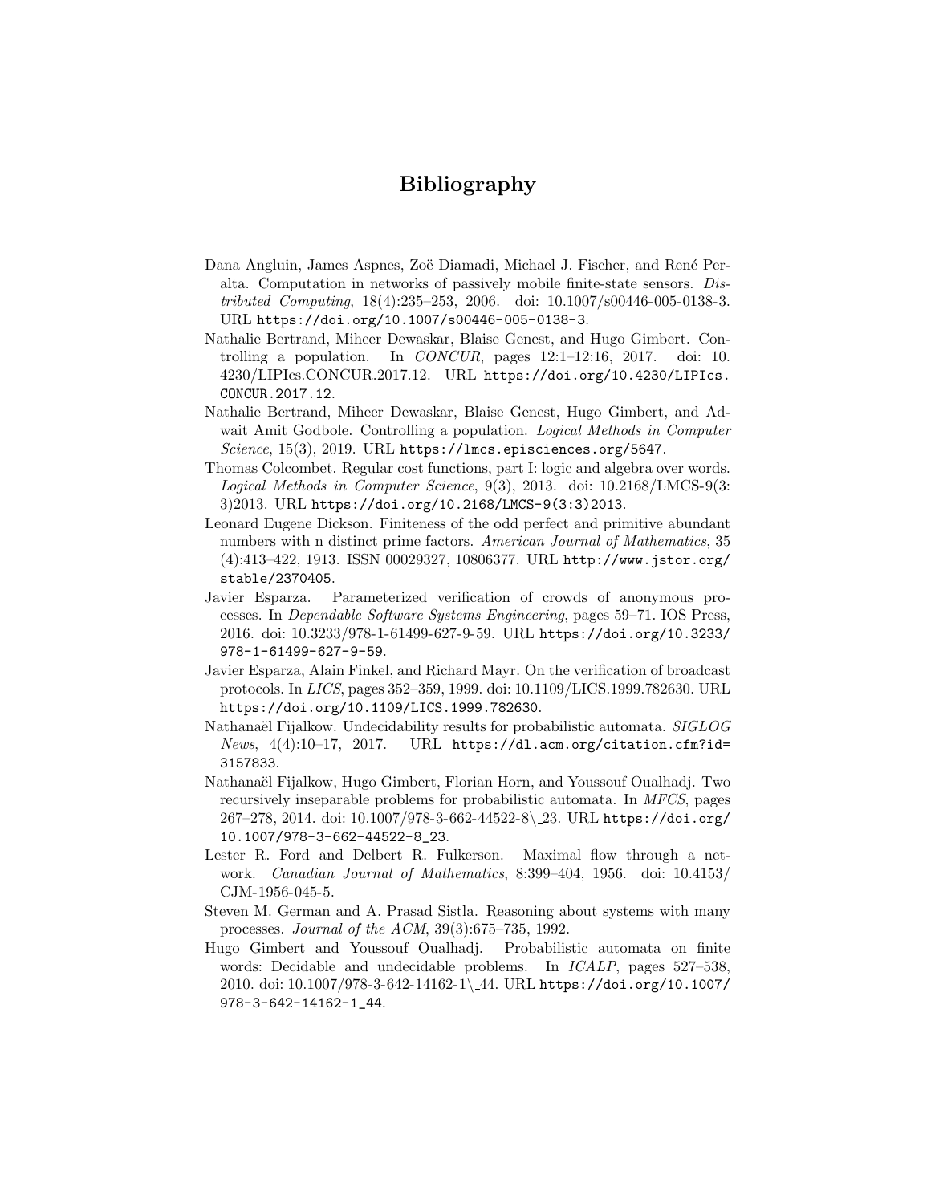# Bibliography

Dana Angluin, James Aspnes, Zoë Diamadi, Michael J. Fischer, and René Peralta. Computation in networks of passively mobile finite-state sensors. *Distributed Computing*, 18(4):235–253, 2006. doi: 10.1007/s00446-005-0138-3. URL https://doi.org/10.1007/s00446-005-0138-3.

Nathalie Bertrand, Miheer Dewaskar, Blaise Genest, and Hugo Gimbert. Controlling a population. In *CONCUR*, pages 12:1–12:16, 2017. doi: 10.4230/LIPIcs.CONCUR.2017.12. URL https://doi.org/10.4230/LIPIcs.CONCUR.2017.12.

Nathalie Bertrand, Miheer Dewaskar, Blaise Genest, Hugo Gimbert, and Adwait Amit Godbole. Controlling a population. *Logical Methods in Computer Science*, 15(3), 2019. URL https://lmcs.episciences.org/5647.

Thomas Colcombet. Regular cost functions, part I: logic and algebra over words. *Logical Methods in Computer Science*, 9(3), 2013. doi: 10.2168/LMCS-9(3:3)2013. URL https://doi.org/10.2168/LMCS-9(3:3)2013.

Leonard Eugene Dickson. Finiteness of the odd perfect and primitive abundant numbers with n distinct prime factors. *American Journal of Mathematics*, 35 (4):413–422, 1913. ISSN 00029327, 10806377. URL http://www.jstor.org/stable/2370405.

Javier Esparza. Parameterized verification of crowds of anonymous processes. In *Dependable Software Systems Engineering*, pages 59–71. IOS Press, 2016. doi: 10.3233/978-1-61499-627-9-59. URL https://doi.org/10.3233/978-1-61499-627-9-59.

Javier Esparza, Alain Finkel, and Richard Mayr. On the verification of broadcast protocols. In *LICS*, pages 352–359, 1999. doi: 10.1109/LICS.1999.782630. URL https://doi.org/10.1109/LICS.1999.782630.

Nathanaël Fijalkow. Undecidability results for probabilistic automata. *SIGLOG News*, 4(4):10–17, 2017. URL https://dl.acm.org/citation.cfm?id=3157833.

Nathanaël Fijalkow, Hugo Gimbert, Florian Horn, and Youssouf Oualhadj. Two recursively inseparable problems for probabilistic automata. In *MFCS*, pages 267–278, 2014. doi: 10.1007/978-3-662-44522-8\_23. URL https://doi.org/10.1007/978-3-662-44522-8_23.

Lester R. Ford and Delbert R. Fulkerson. Maximal flow through a network. *Canadian Journal of Mathematics*, 8:399–404, 1956. doi: 10.4153/CJM-1956-045-5.

Steven M. German and A. Prasad Sistla. Reasoning about systems with many processes. *Journal of the ACM*, 39(3):675–735, 1992.

Hugo Gimbert and Youssouf Oualhadj. Probabilistic automata on finite words: Decidable and undecidable problems. In *ICALP*, pages 527–538, 2010. doi: 10.1007/978-3-642-14162-1\_44. URL https://doi.org/10.1007/978-3-642-14162-1_44.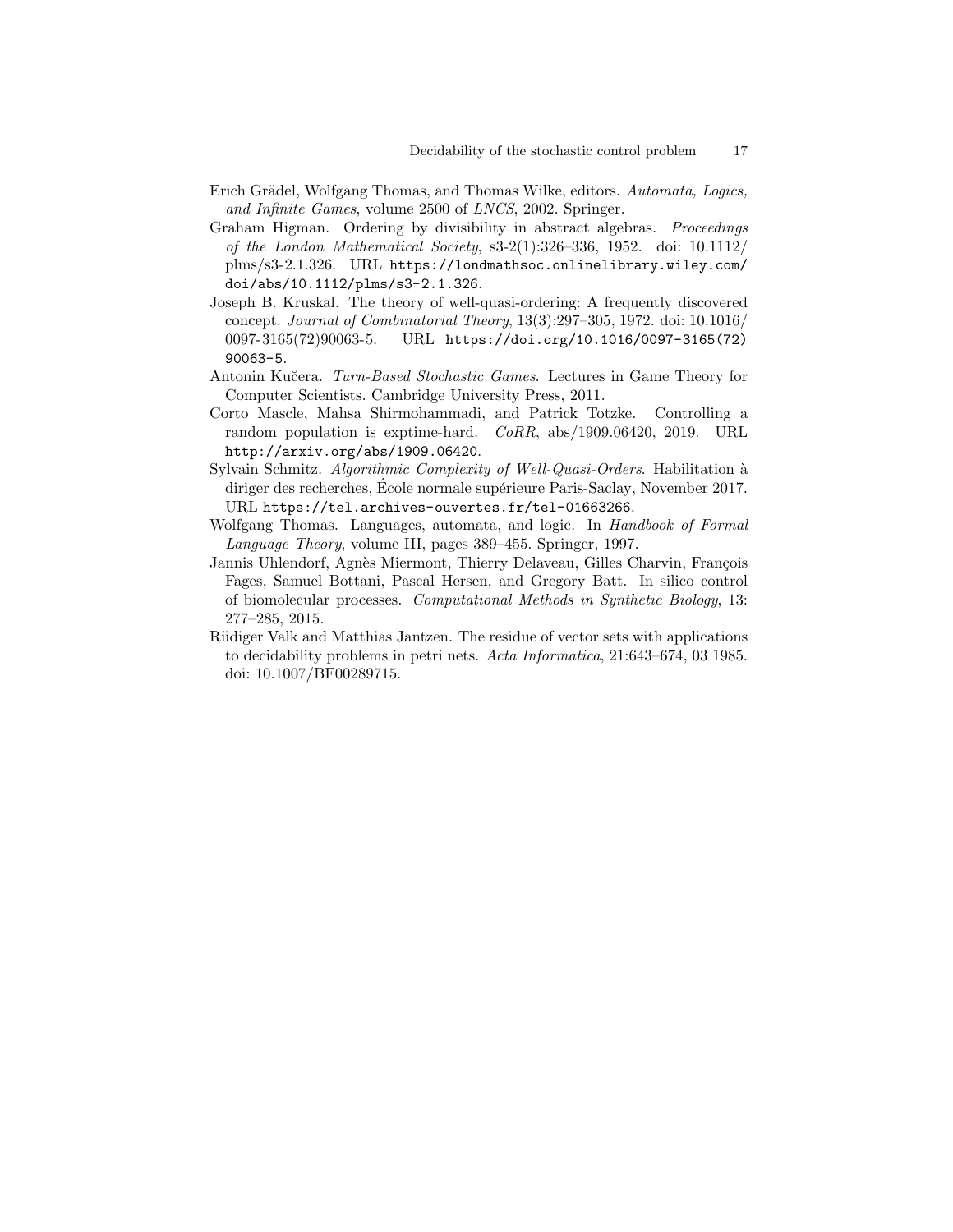Erich Grädel, Wolfgang Thomas, and Thomas Wilke, editors. *Automata, Logics, and Infinite Games*, volume 2500 of *LNCS*, 2002. Springer.

Graham Higman. Ordering by divisibility in abstract algebras. *Proceedings of the London Mathematical Society*, s3-2(1):326–336, 1952. doi: 10.1112/plms/s3-2.1.326. URL https://londmathsoc.onlinelibrary.wiley.com/doi/abs/10.1112/plms/s3-2.1.326.

Joseph B. Kruskal. The theory of well-quasi-ordering: A frequently discovered concept. *Journal of Combinatorial Theory*, 13(3):297–305, 1972. doi: 10.1016/0097-3165(72)90063-5. URL https://doi.org/10.1016/0097-3165(72)90063-5.

Antonin Kučera. *Turn-Based Stochastic Games*. Lectures in Game Theory for Computer Scientists. Cambridge University Press, 2011.

Corto Mascle, Mahsa Shirmohammadi, and Patrick Totzke. Controlling a random population is exptime-hard. *CoRR*, abs/1909.06420, 2019. URL http://arxiv.org/abs/1909.06420.

Sylvain Schmitz. *Algorithmic Complexity of Well-Quasi-Orders*. Habilitation à diriger des recherches, École normale supérieure Paris-Saclay, November 2017. URL https://tel.archives-ouvertes.fr/tel-01663266.

Wolfgang Thomas. Languages, automata, and logic. In *Handbook of Formal Language Theory*, volume III, pages 389–455. Springer, 1997.

Jannis Uhlendorf, Agnès Miermont, Thierry Delaveau, Gilles Charvin, François Fages, Samuel Bottani, Pascal Hersen, and Gregory Batt. In silico control of biomolecular processes. *Computational Methods in Synthetic Biology*, 13: 277–285, 2015.

Rüdiger Valk and Matthias Jantzen. The residue of vector sets with applications to decidability problems in petri nets. *Acta Informatica*, 21:643–674, 03 1985. doi: 10.1007/BF00289715.